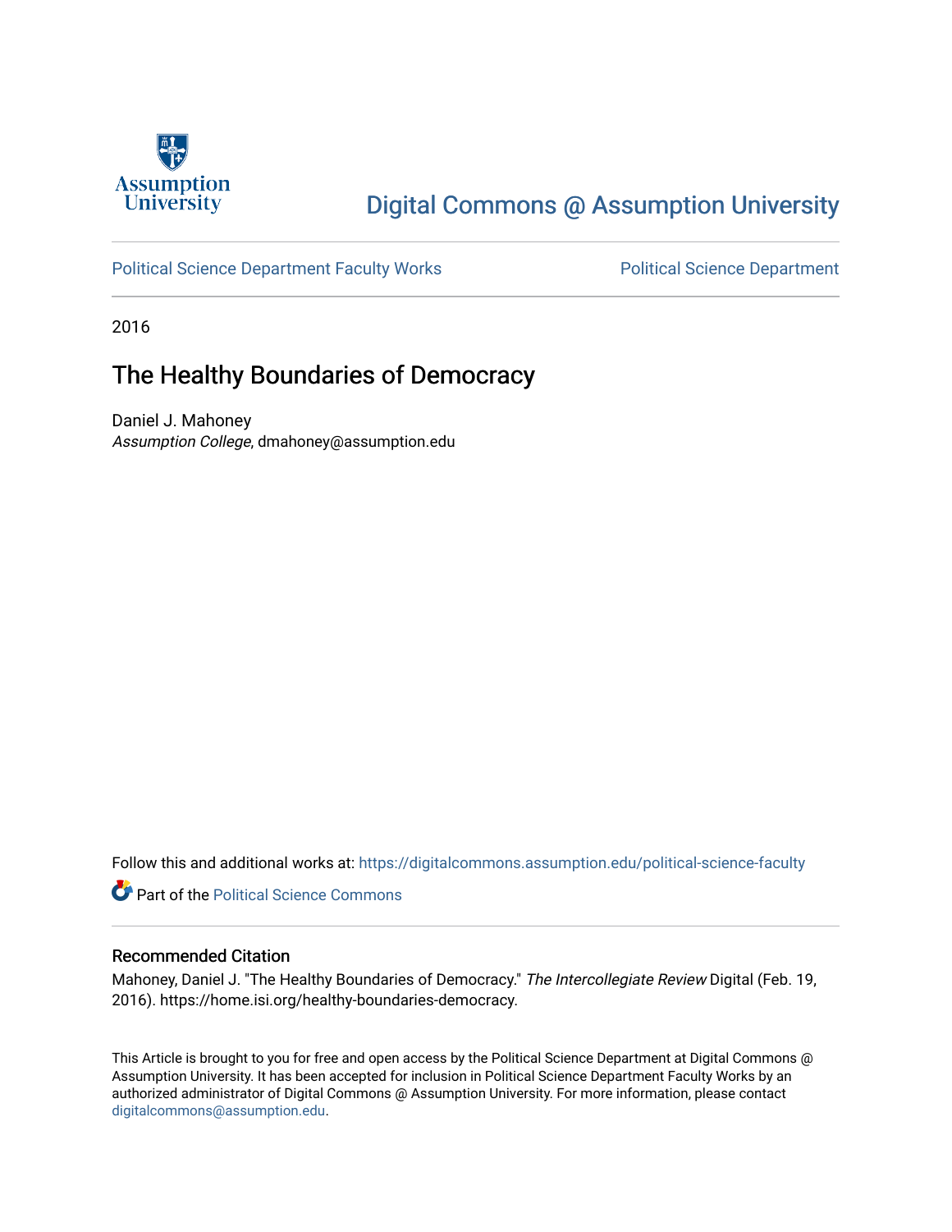Assumption University

Digital Commons @ Assumption University

Political Science Department Faculty Works

Political Science Department

2016

# The Healthy Boundaries of Democracy

Daniel J. Mahoney
*Assumption College*, dmahoney@assumption.edu

Follow this and additional works at: https://digitalcommons.assumption.edu/political-science-faculty

Part of the Political Science Commons

## Recommended Citation

Mahoney, Daniel J. "The Healthy Boundaries of Democracy." *The Intercollegiate Review* Digital (Feb. 19, 2016). https://home.isi.org/healthy-boundaries-democracy.

This Article is brought to you for free and open access by the Political Science Department at Digital Commons @ Assumption University. It has been accepted for inclusion in Political Science Department Faculty Works by an authorized administrator of Digital Commons @ Assumption University. For more information, please contact digitalcommons@assumption.edu.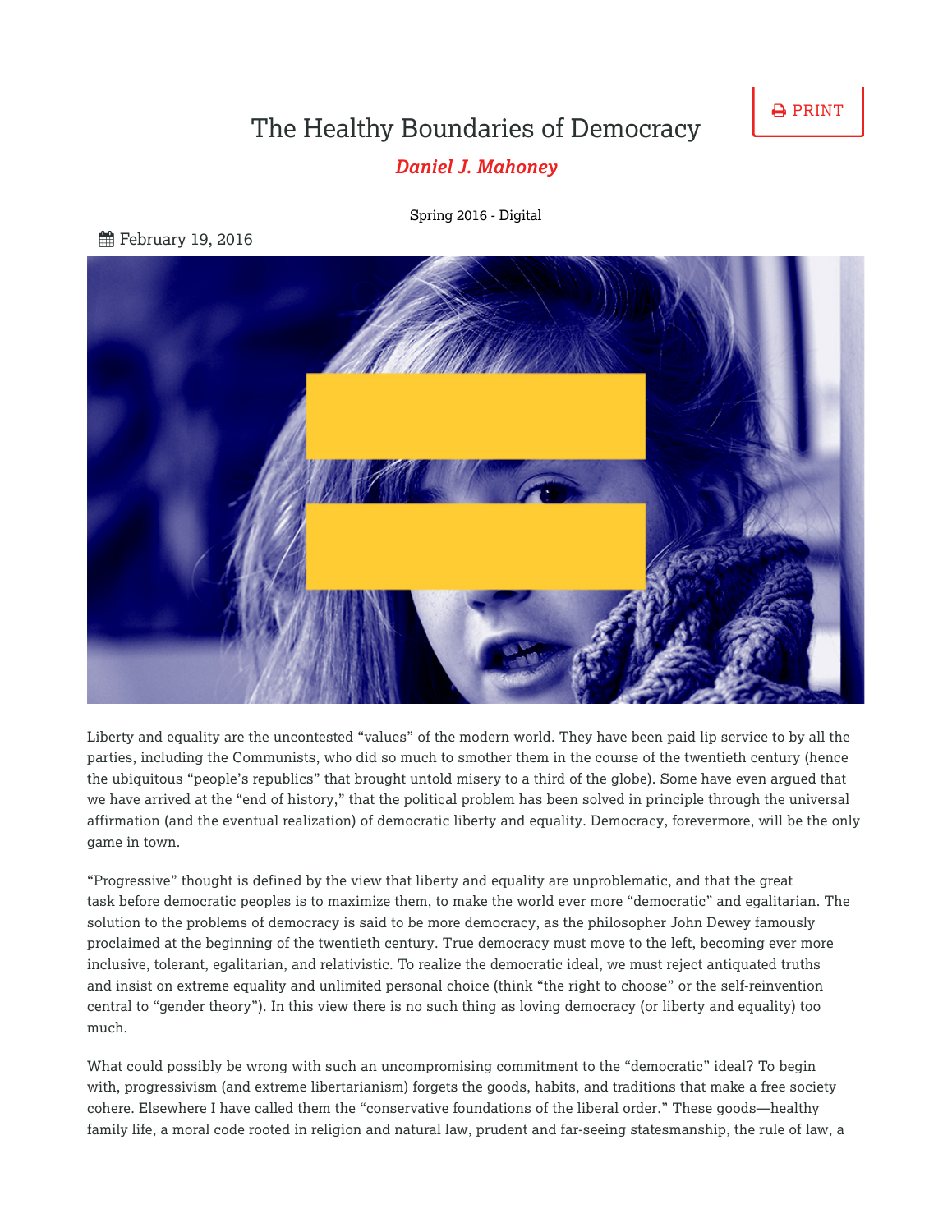# The Healthy Boundaries of Democracy

***Daniel J. Mahoney***

Spring 2016 - Digital

February 19, 2016

Liberty and equality are the uncontested "values" of the modern world. They have been paid lip service to by all the parties, including the Communists, who did so much to smother them in the course of the twentieth century (hence the ubiquitous "people's republics" that brought untold misery to a third of the globe). Some have even argued that we have arrived at the "end of history," that the political problem has been solved in principle through the universal affirmation (and the eventual realization) of democratic liberty and equality. Democracy, forevermore, will be the only game in town.

"Progressive" thought is defined by the view that liberty and equality are unproblematic, and that the great task before democratic peoples is to maximize them, to make the world ever more "democratic" and egalitarian. The solution to the problems of democracy is said to be more democracy, as the philosopher John Dewey famously proclaimed at the beginning of the twentieth century. True democracy must move to the left, becoming ever more inclusive, tolerant, egalitarian, and relativistic. To realize the democratic ideal, we must reject antiquated truths and insist on extreme equality and unlimited personal choice (think "the right to choose" or the self-reinvention central to "gender theory"). In this view there is no such thing as loving democracy (or liberty and equality) too much.

What could possibly be wrong with such an uncompromising commitment to the "democratic" ideal? To begin with, progressivism (and extreme libertarianism) forgets the goods, habits, and traditions that make a free society cohere. Elsewhere I have called them the "conservative foundations of the liberal order." These goods—healthy family life, a moral code rooted in religion and natural law, prudent and far-seeing statesmanship, the rule of law, a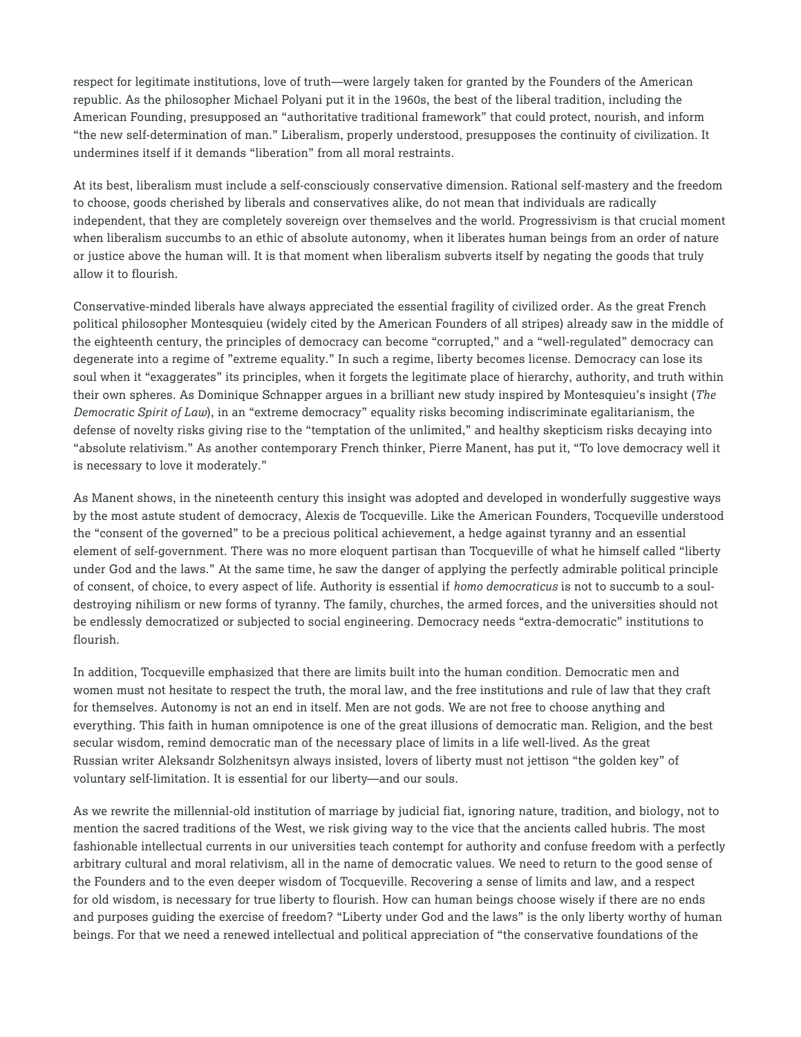respect for legitimate institutions, love of truth—were largely taken for granted by the Founders of the American republic. As the philosopher Michael Polyani put it in the 1960s, the best of the liberal tradition, including the American Founding, presupposed an "authoritative traditional framework" that could protect, nourish, and inform "the new self-determination of man." Liberalism, properly understood, presupposes the continuity of civilization. It undermines itself if it demands "liberation" from all moral restraints.

At its best, liberalism must include a self-consciously conservative dimension. Rational self-mastery and the freedom to choose, goods cherished by liberals and conservatives alike, do not mean that individuals are radically independent, that they are completely sovereign over themselves and the world. Progressivism is that crucial moment when liberalism succumbs to an ethic of absolute autonomy, when it liberates human beings from an order of nature or justice above the human will. It is that moment when liberalism subverts itself by negating the goods that truly allow it to flourish.

Conservative-minded liberals have always appreciated the essential fragility of civilized order. As the great French political philosopher Montesquieu (widely cited by the American Founders of all stripes) already saw in the middle of the eighteenth century, the principles of democracy can become "corrupted," and a "well-regulated" democracy can degenerate into a regime of "extreme equality." In such a regime, liberty becomes license. Democracy can lose its soul when it "exaggerates" its principles, when it forgets the legitimate place of hierarchy, authority, and truth within their own spheres. As Dominique Schnapper argues in a brilliant new study inspired by Montesquieu's insight (*The Democratic Spirit of Law*), in an "extreme democracy" equality risks becoming indiscriminate egalitarianism, the defense of novelty risks giving rise to the "temptation of the unlimited," and healthy skepticism risks decaying into "absolute relativism." As another contemporary French thinker, Pierre Manent, has put it, "To love democracy well it is necessary to love it moderately."

As Manent shows, in the nineteenth century this insight was adopted and developed in wonderfully suggestive ways by the most astute student of democracy, Alexis de Tocqueville. Like the American Founders, Tocqueville understood the "consent of the governed" to be a precious political achievement, a hedge against tyranny and an essential element of self-government. There was no more eloquent partisan than Tocqueville of what he himself called "liberty under God and the laws." At the same time, he saw the danger of applying the perfectly admirable political principle of consent, of choice, to every aspect of life. Authority is essential if *homo democraticus* is not to succumb to a soul-destroying nihilism or new forms of tyranny. The family, churches, the armed forces, and the universities should not be endlessly democratized or subjected to social engineering. Democracy needs "extra-democratic" institutions to flourish.

In addition, Tocqueville emphasized that there are limits built into the human condition. Democratic men and women must not hesitate to respect the truth, the moral law, and the free institutions and rule of law that they craft for themselves. Autonomy is not an end in itself. Men are not gods. We are not free to choose anything and everything. This faith in human omnipotence is one of the great illusions of democratic man. Religion, and the best secular wisdom, remind democratic man of the necessary place of limits in a life well-lived. As the great Russian writer Aleksandr Solzhenitsyn always insisted, lovers of liberty must not jettison "the golden key" of voluntary self-limitation. It is essential for our liberty—and our souls.

As we rewrite the millennial-old institution of marriage by judicial fiat, ignoring nature, tradition, and biology, not to mention the sacred traditions of the West, we risk giving way to the vice that the ancients called hubris. The most fashionable intellectual currents in our universities teach contempt for authority and confuse freedom with a perfectly arbitrary cultural and moral relativism, all in the name of democratic values. We need to return to the good sense of the Founders and to the even deeper wisdom of Tocqueville. Recovering a sense of limits and law, and a respect for old wisdom, is necessary for true liberty to flourish. How can human beings choose wisely if there are no ends and purposes guiding the exercise of freedom? "Liberty under God and the laws" is the only liberty worthy of human beings. For that we need a renewed intellectual and political appreciation of "the conservative foundations of the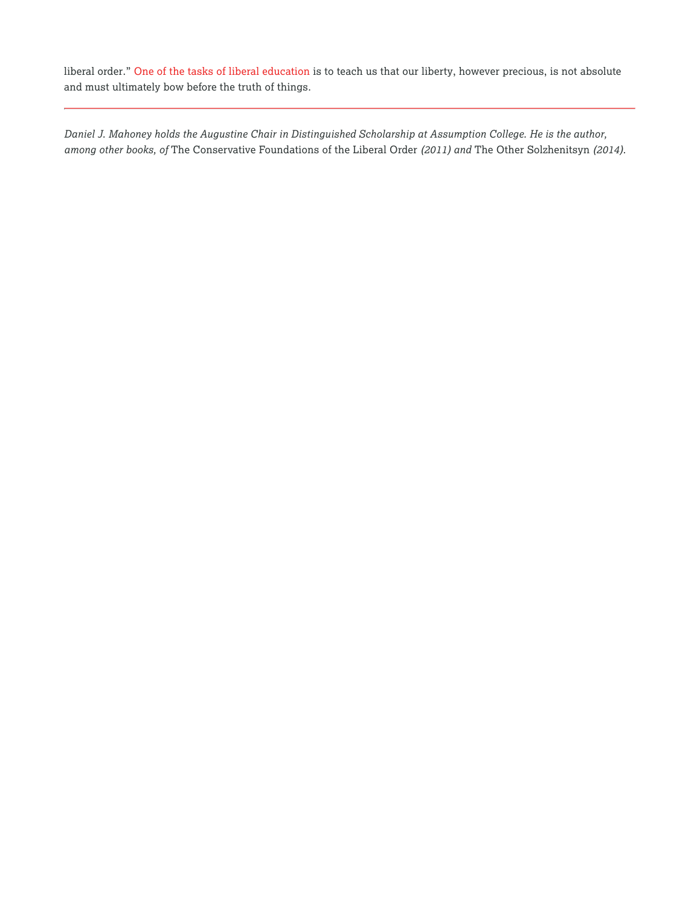liberal order." One of the tasks of liberal education is to teach us that our liberty, however precious, is not absolute and must ultimately bow before the truth of things.

---

*Daniel J. Mahoney holds the Augustine Chair in Distinguished Scholarship at Assumption College. He is the author, among other books, of* The Conservative Foundations of the Liberal Order *(2011) and* The Other Solzhenitsyn *(2014).*